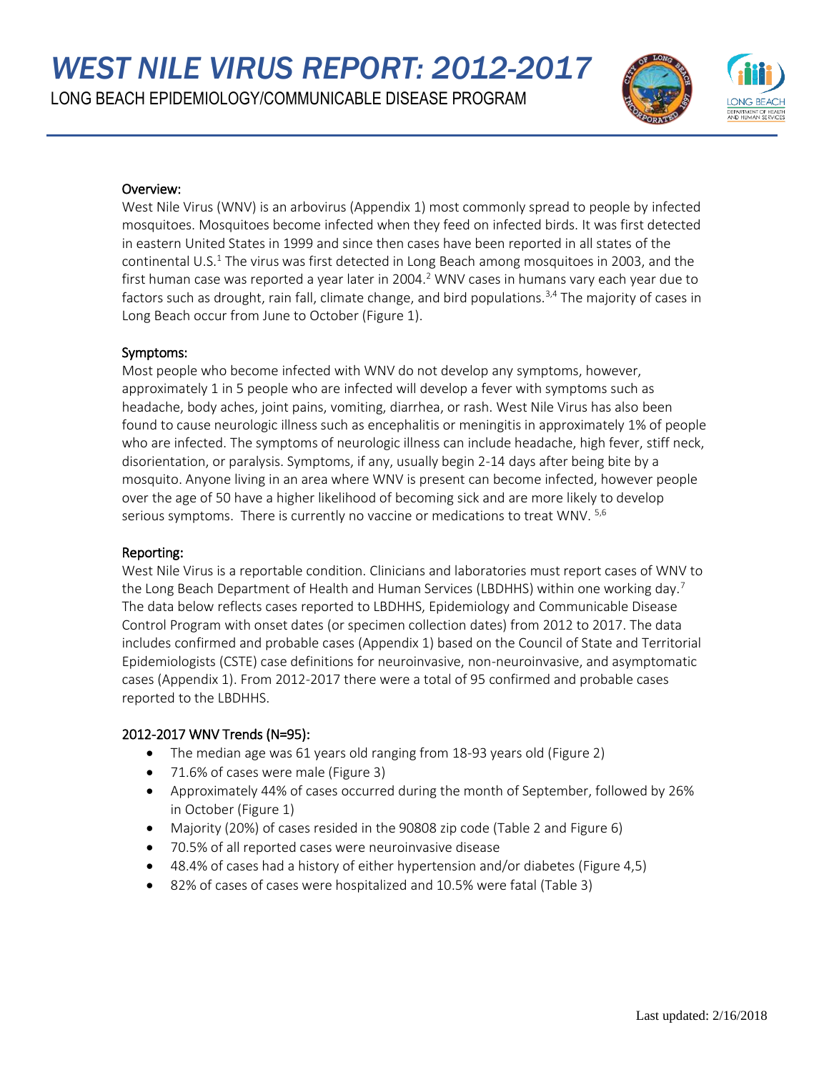# WEST NILE VIRUS REPORT: 2012-2017

LONG BEACH EPIDEMIOLOGY/COMMUNICABLE DISEASE PROGRAM

## Overview:

West Nile Virus (WNV) is an arbovirus (Appendix 1) most commonly spread to people by infected mosquitoes. Mosquitoes become infected when they feed on infected birds. It was first detected in eastern United States in 1999 and since then cases have been reported in all states of the continental U.S.[1] The virus was first detected in Long Beach among mosquitoes in 2003, and the first human case was reported a year later in 2004.[2] WNV cases in humans vary each year due to factors such as drought, rain fall, climate change, and bird populations.[3,4] The majority of cases in Long Beach occur from June to October (Figure 1).

## Symptoms:

Most people who become infected with WNV do not develop any symptoms, however, approximately 1 in 5 people who are infected will develop a fever with symptoms such as headache, body aches, joint pains, vomiting, diarrhea, or rash. West Nile Virus has also been found to cause neurologic illness such as encephalitis or meningitis in approximately 1% of people who are infected. The symptoms of neurologic illness can include headache, high fever, stiff neck, disorientation, or paralysis. Symptoms, if any, usually begin 2-14 days after being bite by a mosquito. Anyone living in an area where WNV is present can become infected, however people over the age of 50 have a higher likelihood of becoming sick and are more likely to develop serious symptoms. There is currently no vaccine or medications to treat WNV. [5,6]

## Reporting:

West Nile Virus is a reportable condition. Clinicians and laboratories must report cases of WNV to the Long Beach Department of Health and Human Services (LBDHHS) within one working day.[7] The data below reflects cases reported to LBDHHS, Epidemiology and Communicable Disease Control Program with onset dates (or specimen collection dates) from 2012 to 2017. The data includes confirmed and probable cases (Appendix 1) based on the Council of State and Territorial Epidemiologists (CSTE) case definitions for neuroinvasive, non-neuroinvasive, and asymptomatic cases (Appendix 1). From 2012-2017 there were a total of 95 confirmed and probable cases reported to the LBDHHS.

## 2012-2017 WNV Trends (N=95):

- The median age was 61 years old ranging from 18-93 years old (Figure 2)
- 71.6% of cases were male (Figure 3)
- Approximately 44% of cases occurred during the month of September, followed by 26% in October (Figure 1)
- Majority (20%) of cases resided in the 90808 zip code (Table 2 and Figure 6)
- 70.5% of all reported cases were neuroinvasive disease
- 48.4% of cases had a history of either hypertension and/or diabetes (Figure 4,5)
- 82% of cases of cases were hospitalized and 10.5% were fatal (Table 3)

Last updated: 2/16/2018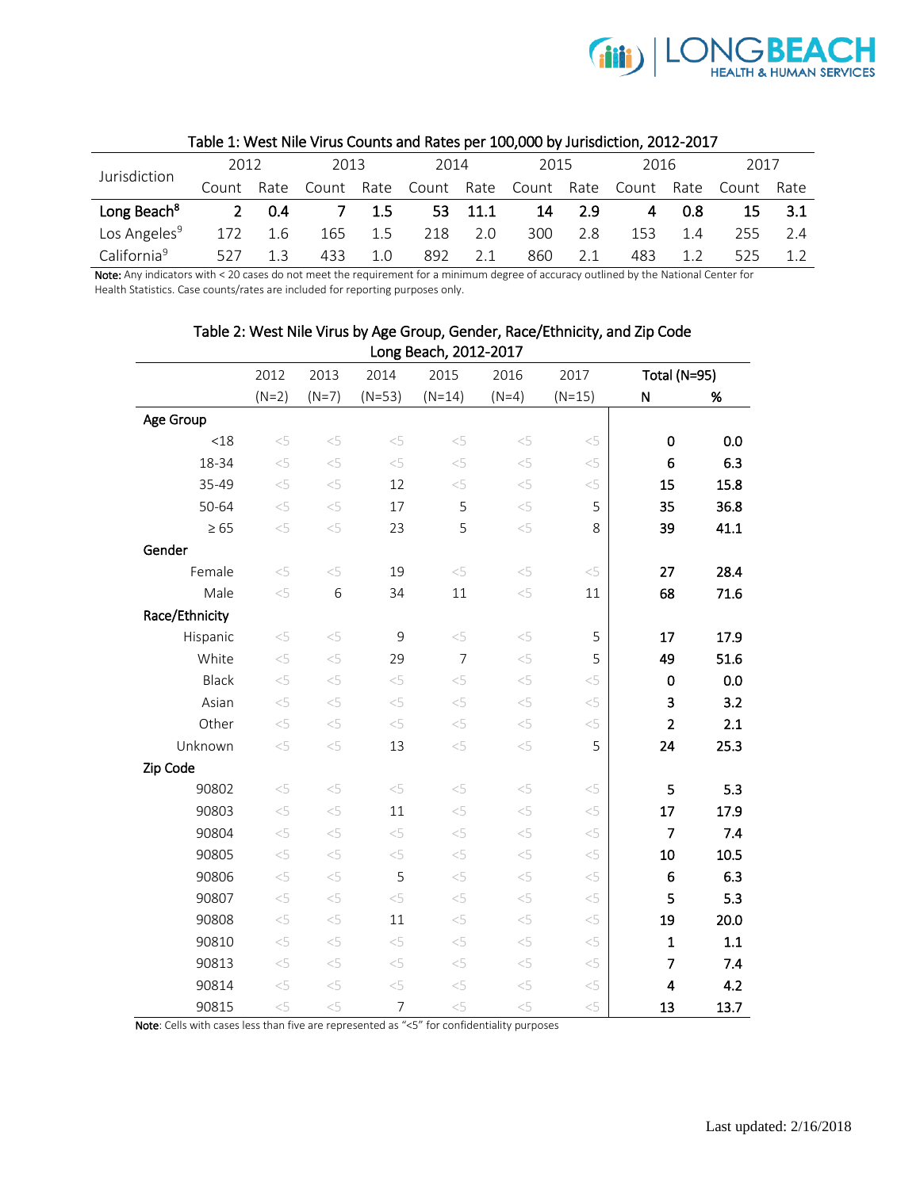Table 1: West Nile Virus Counts and Rates per 100,000 by Jurisdiction, 2012-2017

| Jurisdiction | 2012 | | 2013 | | 2014 | | 2015 | | 2016 | | 2017 | |
|---|---|---|---|---|---|---|---|---|---|---|---|---|
| | Count | Rate | Count | Rate | Count | Rate | Count | Rate | Count | Rate | Count | Rate |
| **Long Beach[8]** | **2** | **0.4** | **7** | **1.5** | **53** | **11.1** | **14** | **2.9** | **4** | **0.8** | **15** | **3.1** |
| Los Angeles[9] | 172 | 1.6 | 165 | 1.5 | 218 | 2.0 | 300 | 2.8 | 153 | 1.4 | 255 | 2.4 |
| California[9] | 527 | 1.3 | 433 | 1.0 | 892 | 2.1 | 860 | 2.1 | 483 | 1.2 | 525 | 1.2 |

**Note:** Any indicators with < 20 cases do not meet the requirement for a minimum degree of accuracy outlined by the National Center for Health Statistics. Case counts/rates are included for reporting purposes only.

Table 2: West Nile Virus by Age Group, Gender, Race/Ethnicity, and Zip Code
Long Beach, 2012-2017

| | 2012 | 2013 | 2014 | 2015 | 2016 | 2017 | Total (N=95) | |
|---|---|---|---|---|---|---|---|---|
| | (N=2) | (N=7) | (N=53) | (N=14) | (N=4) | (N=15) | N | % |
| **Age Group** | | | | | | | | |
| <18 | <5 | <5 | <5 | <5 | <5 | <5 | 0 | 0.0 |
| 18-34 | <5 | <5 | <5 | <5 | <5 | <5 | 6 | 6.3 |
| 35-49 | <5 | <5 | 12 | <5 | <5 | <5 | 15 | 15.8 |
| 50-64 | <5 | <5 | 17 | 5 | <5 | 5 | 35 | 36.8 |
| ≥ 65 | <5 | <5 | 23 | 5 | <5 | 8 | 39 | 41.1 |
| **Gender** | | | | | | | | |
| Female | <5 | <5 | 19 | <5 | <5 | <5 | 27 | 28.4 |
| Male | <5 | 6 | 34 | 11 | <5 | 11 | 68 | 71.6 |
| **Race/Ethnicity** | | | | | | | | |
| Hispanic | <5 | <5 | 9 | <5 | <5 | 5 | 17 | 17.9 |
| White | <5 | <5 | 29 | 7 | <5 | 5 | 49 | 51.6 |
| Black | <5 | <5 | <5 | <5 | <5 | <5 | 0 | 0.0 |
| Asian | <5 | <5 | <5 | <5 | <5 | <5 | 3 | 3.2 |
| Other | <5 | <5 | <5 | <5 | <5 | <5 | 2 | 2.1 |
| Unknown | <5 | <5 | 13 | <5 | <5 | 5 | 24 | 25.3 |
| **Zip Code** | | | | | | | | |
| 90802 | <5 | <5 | <5 | <5 | <5 | <5 | 5 | 5.3 |
| 90803 | <5 | <5 | 11 | <5 | <5 | <5 | 17 | 17.9 |
| 90804 | <5 | <5 | <5 | <5 | <5 | <5 | 7 | 7.4 |
| 90805 | <5 | <5 | <5 | <5 | <5 | <5 | 10 | 10.5 |
| 90806 | <5 | <5 | 5 | <5 | <5 | <5 | 6 | 6.3 |
| 90807 | <5 | <5 | <5 | <5 | <5 | <5 | 5 | 5.3 |
| 90808 | <5 | <5 | 11 | <5 | <5 | <5 | 19 | 20.0 |
| 90810 | <5 | <5 | <5 | <5 | <5 | <5 | 1 | 1.1 |
| 90813 | <5 | <5 | <5 | <5 | <5 | <5 | 7 | 7.4 |
| 90814 | <5 | <5 | <5 | <5 | <5 | <5 | 4 | 4.2 |
| 90815 | <5 | <5 | 7 | <5 | <5 | <5 | 13 | 13.7 |

**Note**: Cells with cases less than five are represented as "<5" for confidentiality purposes

Last updated: 2/16/2018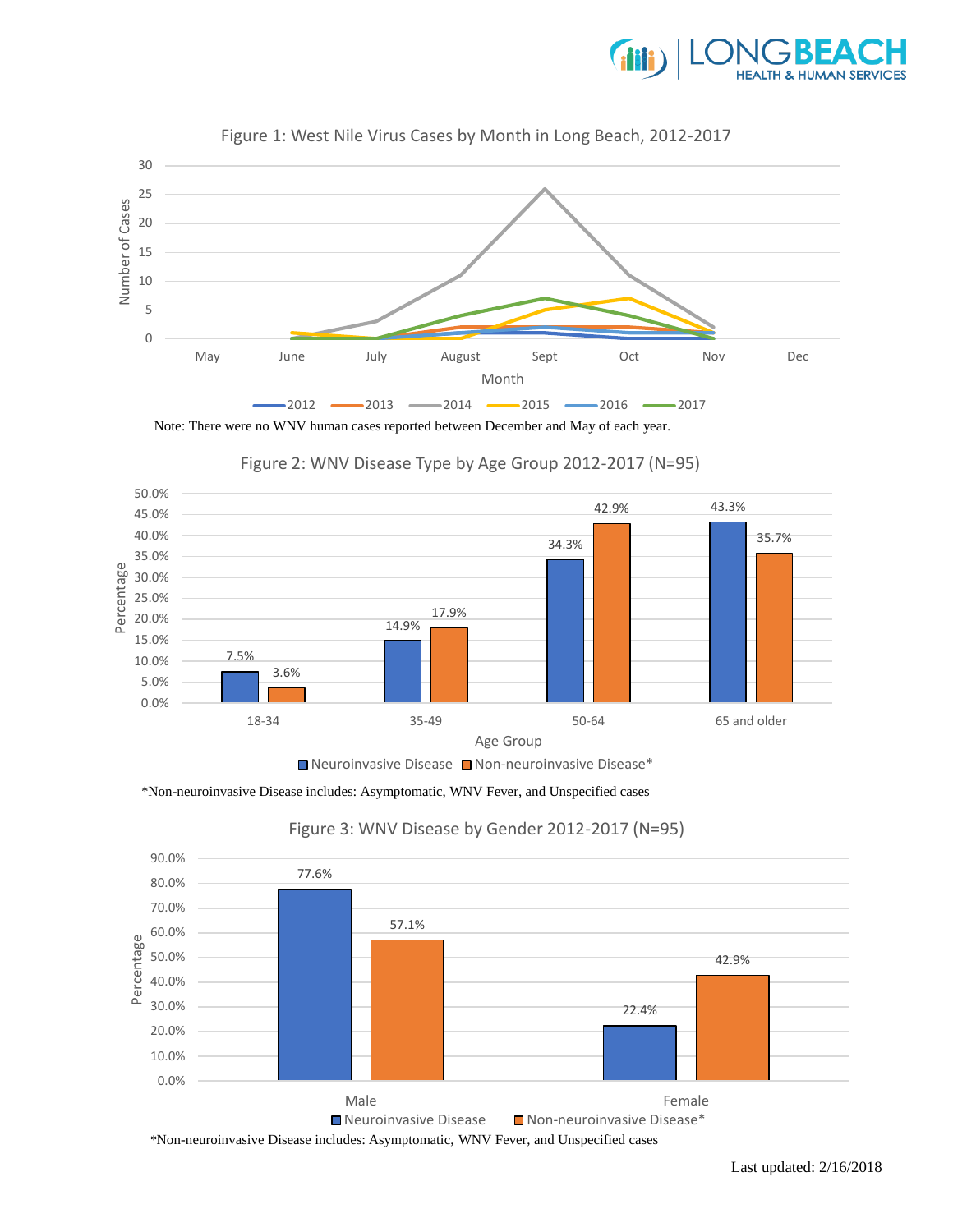Figure 1: West Nile Virus Cases by Month in Long Beach, 2012-2017

Note: There were no WNV human cases reported between December and May of each year.

Figure 2: WNV Disease Type by Age Group 2012-2017 (N=95)

| Age Group | Neuroinvasive Disease | Non-neuroinvasive Disease* |
|---|---|---|
| 18-34 | 7.5% | 3.6% |
| 35-49 | 14.9% | 17.9% |
| 50-64 | 34.3% | 42.9% |
| 65 and older | 43.3% | 35.7% |

*Non-neuroinvasive Disease includes: Asymptomatic, WNV Fever, and Unspecified cases

Figure 3: WNV Disease by Gender 2012-2017 (N=95)

| Gender | Neuroinvasive Disease | Non-neuroinvasive Disease* |
|---|---|---|
| Male | 77.6% | 57.1% |
| Female | 22.4% | 42.9% |

*Non-neuroinvasive Disease includes: Asymptomatic, WNV Fever, and Unspecified cases

Last updated: 2/16/2018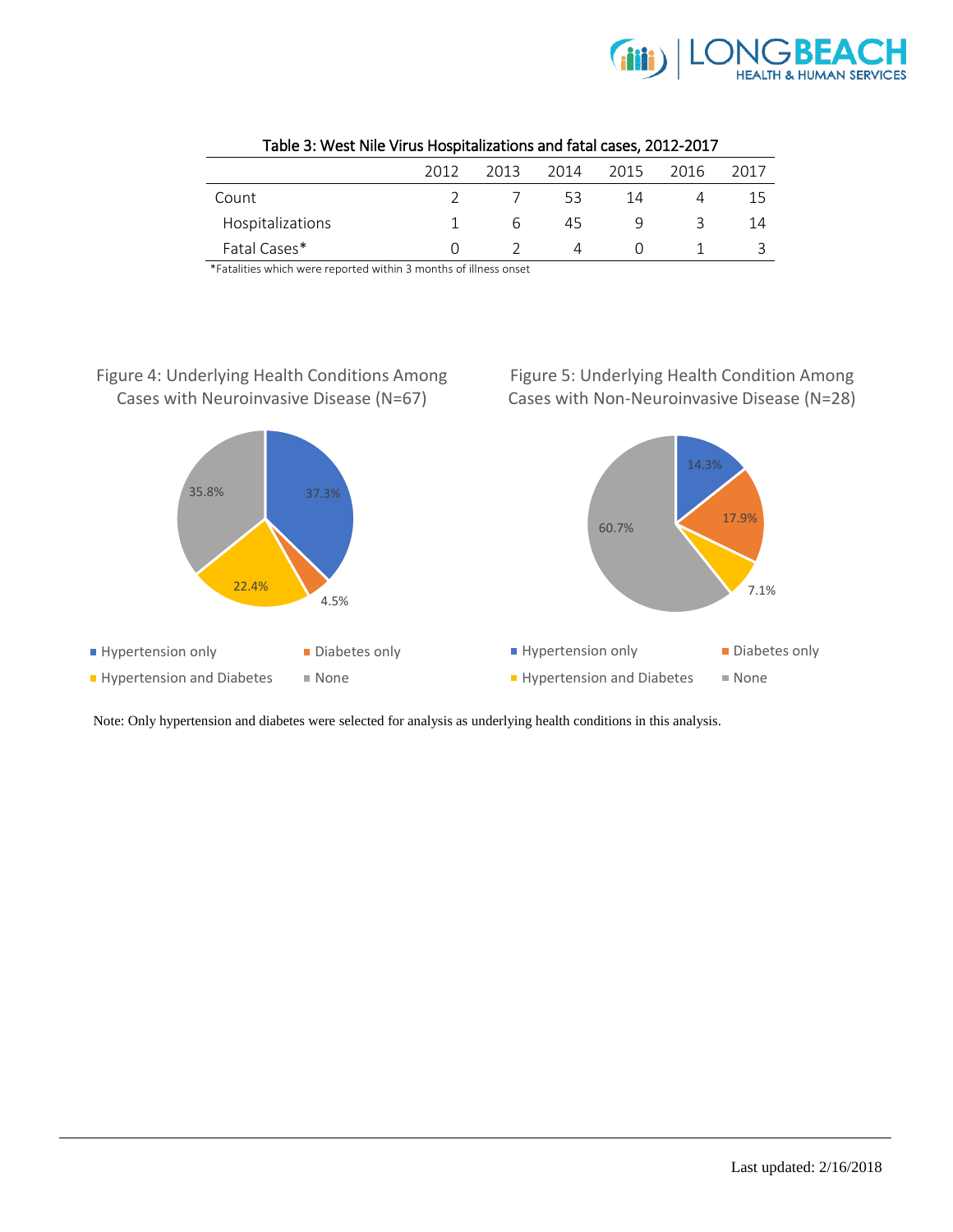Table 3: West Nile Virus Hospitalizations and fatal cases, 2012-2017

| | 2012 | 2013 | 2014 | 2015 | 2016 | 2017 |
|---|---|---|---|---|---|---|
| Count | 2 | 7 | 53 | 14 | 4 | 15 |
| Hospitalizations | 1 | 6 | 45 | 9 | 3 | 14 |
| Fatal Cases* | 0 | 2 | 4 | 0 | 1 | 3 |

*Fatalities which were reported within 3 months of illness onset

Figure 4: Underlying Health Conditions Among Cases with Neuroinvasive Disease (N=67)

| Condition | Percent |
|---|---|
| Hypertension only | 37.3% |
| Diabetes only | 4.5% |
| Hypertension and Diabetes | 22.4% |
| None | 35.8% |

Figure 5: Underlying Health Condition Among Cases with Non-Neuroinvasive Disease (N=28)

| Condition | Percent |
|---|---|
| Hypertension only | 14.3% |
| Diabetes only | 17.9% |
| Hypertension and Diabetes | 7.1% |
| None | 60.7% |

Note: Only hypertension and diabetes were selected for analysis as underlying health conditions in this analysis.

Last updated: 2/16/2018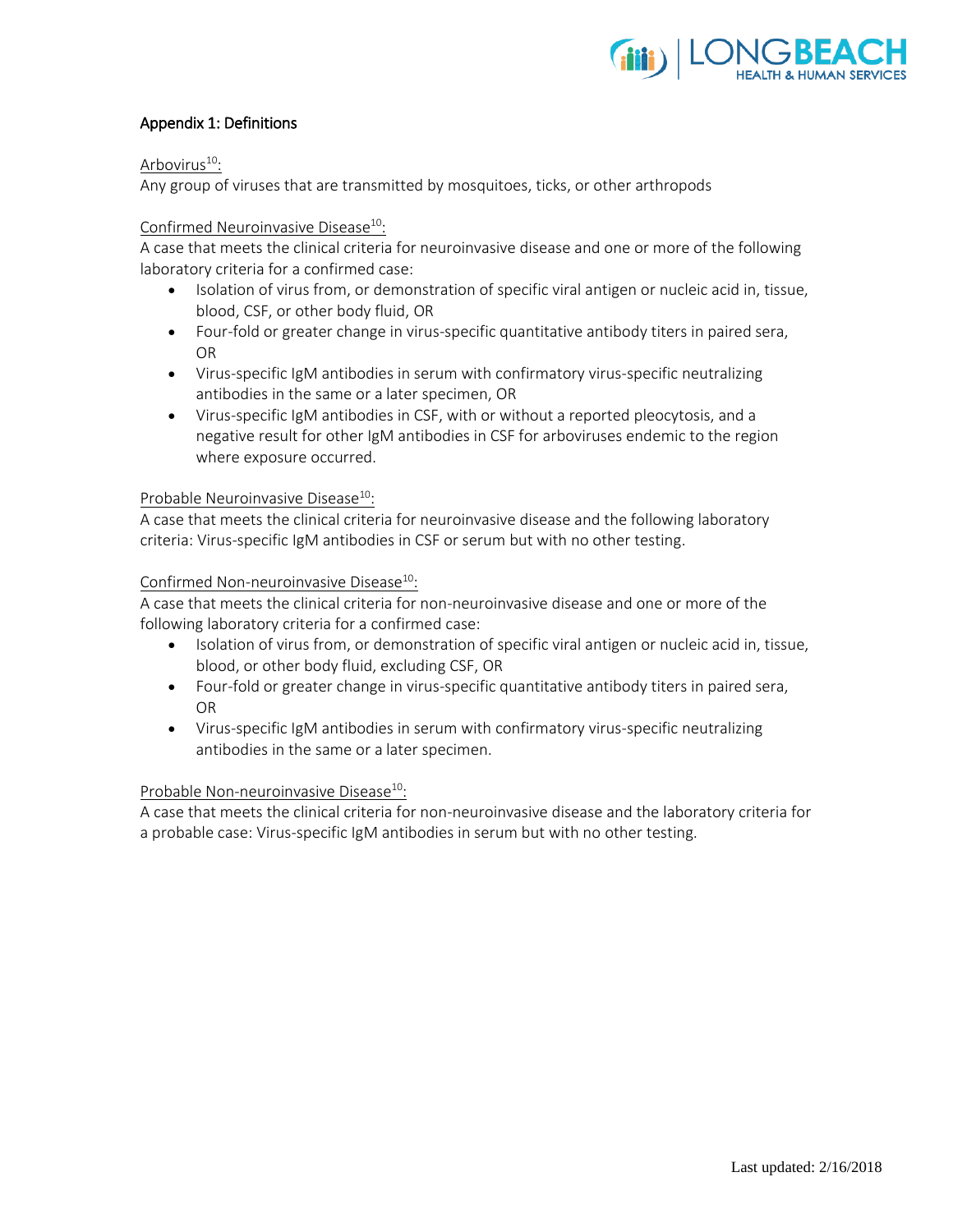## Appendix 1: Definitions

Arbovirus[10]:
Any group of viruses that are transmitted by mosquitoes, ticks, or other arthropods

Confirmed Neuroinvasive Disease[10]:
A case that meets the clinical criteria for neuroinvasive disease and one or more of the following laboratory criteria for a confirmed case:

- Isolation of virus from, or demonstration of specific viral antigen or nucleic acid in, tissue, blood, CSF, or other body fluid, OR
- Four-fold or greater change in virus-specific quantitative antibody titers in paired sera, OR
- Virus-specific IgM antibodies in serum with confirmatory virus-specific neutralizing antibodies in the same or a later specimen, OR
- Virus-specific IgM antibodies in CSF, with or without a reported pleocytosis, and a negative result for other IgM antibodies in CSF for arboviruses endemic to the region where exposure occurred.

Probable Neuroinvasive Disease[10]:
A case that meets the clinical criteria for neuroinvasive disease and the following laboratory criteria: Virus-specific IgM antibodies in CSF or serum but with no other testing.

Confirmed Non-neuroinvasive Disease[10]:
A case that meets the clinical criteria for non-neuroinvasive disease and one or more of the following laboratory criteria for a confirmed case:

- Isolation of virus from, or demonstration of specific viral antigen or nucleic acid in, tissue, blood, or other body fluid, excluding CSF, OR
- Four-fold or greater change in virus-specific quantitative antibody titers in paired sera, OR
- Virus-specific IgM antibodies in serum with confirmatory virus-specific neutralizing antibodies in the same or a later specimen.

Probable Non-neuroinvasive Disease[10]:
A case that meets the clinical criteria for non-neuroinvasive disease and the laboratory criteria for a probable case: Virus-specific IgM antibodies in serum but with no other testing.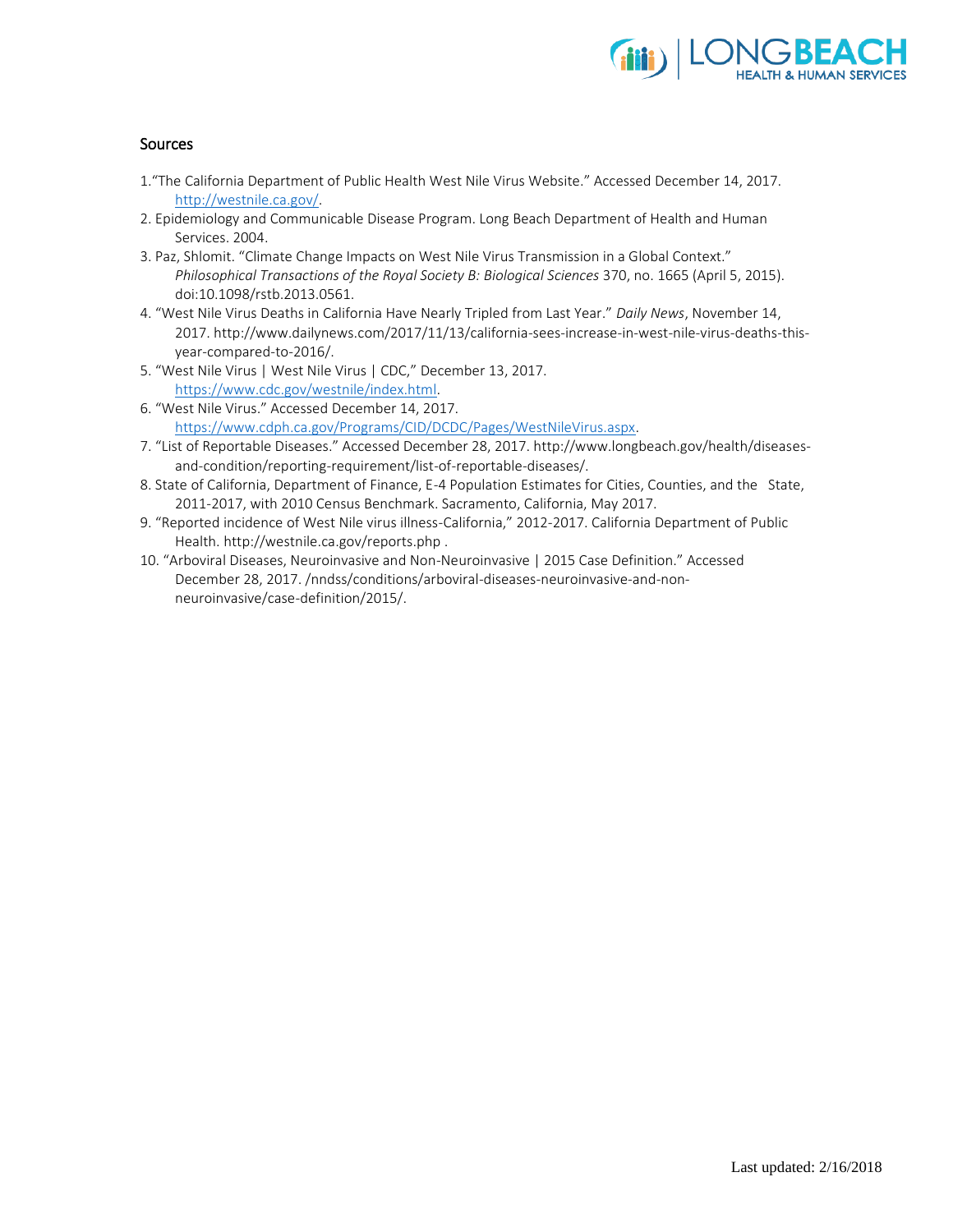## Sources

1. "The California Department of Public Health West Nile Virus Website." Accessed December 14, 2017. http://westnile.ca.gov/.
2. Epidemiology and Communicable Disease Program. Long Beach Department of Health and Human Services. 2004.
3. Paz, Shlomit. "Climate Change Impacts on West Nile Virus Transmission in a Global Context." *Philosophical Transactions of the Royal Society B: Biological Sciences* 370, no. 1665 (April 5, 2015). doi:10.1098/rstb.2013.0561.
4. "West Nile Virus Deaths in California Have Nearly Tripled from Last Year." *Daily News*, November 14, 2017. http://www.dailynews.com/2017/11/13/california-sees-increase-in-west-nile-virus-deaths-this-year-compared-to-2016/.
5. "West Nile Virus | West Nile Virus | CDC," December 13, 2017. https://www.cdc.gov/westnile/index.html.
6. "West Nile Virus." Accessed December 14, 2017. https://www.cdph.ca.gov/Programs/CID/DCDC/Pages/WestNileVirus.aspx.
7. "List of Reportable Diseases." Accessed December 28, 2017. http://www.longbeach.gov/health/diseases-and-condition/reporting-requirement/list-of-reportable-diseases/.
8. State of California, Department of Finance, E-4 Population Estimates for Cities, Counties, and the State, 2011-2017, with 2010 Census Benchmark. Sacramento, California, May 2017.
9. "Reported incidence of West Nile virus illness-California," 2012-2017. California Department of Public Health. http://westnile.ca.gov/reports.php .
10. "Arboviral Diseases, Neuroinvasive and Non-Neuroinvasive | 2015 Case Definition." Accessed December 28, 2017. /nndss/conditions/arboviral-diseases-neuroinvasive-and-non-neuroinvasive/case-definition/2015/.

Last updated: 2/16/2018